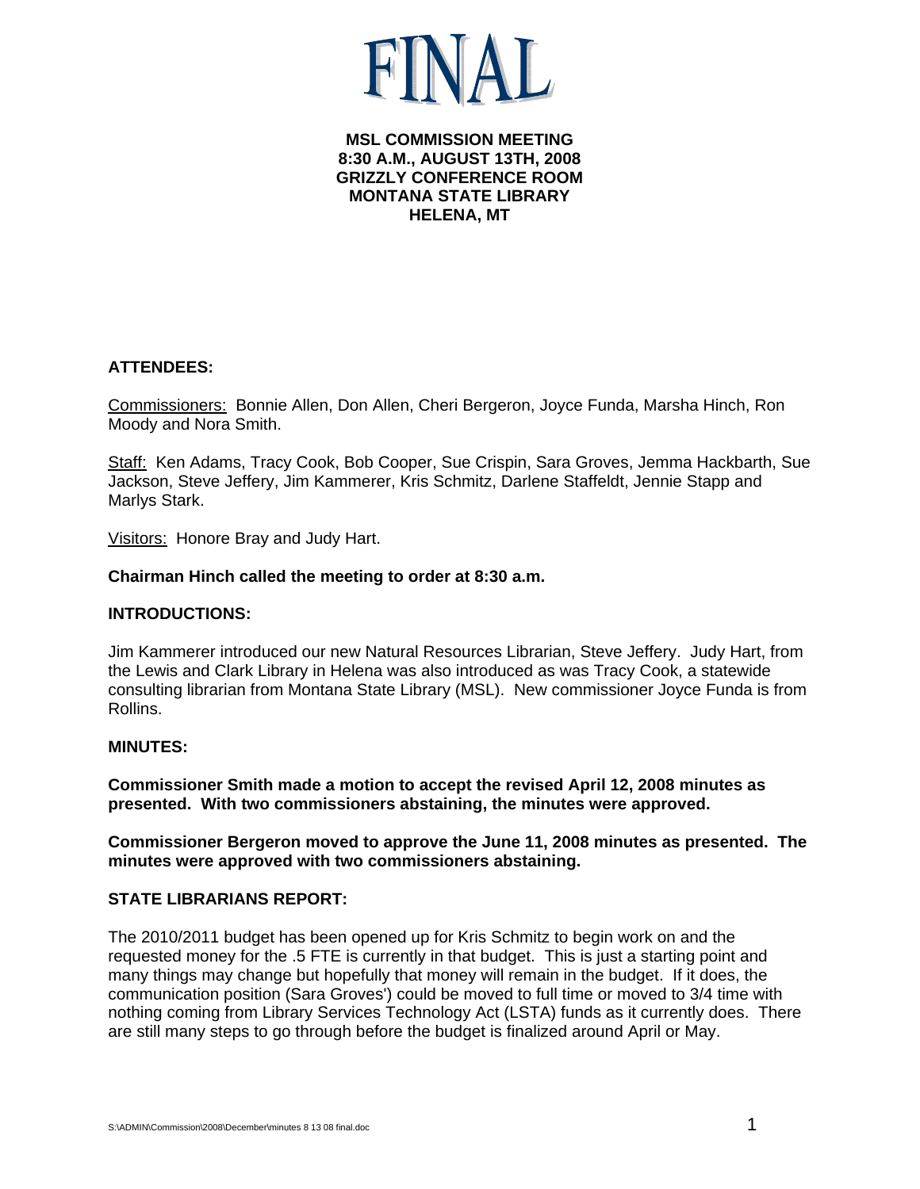# FINAL

**MSL COMMISSION MEETING**
**8:30 A.M., AUGUST 13TH, 2008**
**GRIZZLY CONFERENCE ROOM**
**MONTANA STATE LIBRARY**
**HELENA, MT**

## ATTENDEES:

Commissioners: Bonnie Allen, Don Allen, Cheri Bergeron, Joyce Funda, Marsha Hinch, Ron Moody and Nora Smith.

Staff: Ken Adams, Tracy Cook, Bob Cooper, Sue Crispin, Sara Groves, Jemma Hackbarth, Sue Jackson, Steve Jeffery, Jim Kammerer, Kris Schmitz, Darlene Staffeldt, Jennie Stapp and Marlys Stark.

Visitors: Honore Bray and Judy Hart.

**Chairman Hinch called the meeting to order at 8:30 a.m.**

## INTRODUCTIONS:

Jim Kammerer introduced our new Natural Resources Librarian, Steve Jeffery. Judy Hart, from the Lewis and Clark Library in Helena was also introduced as was Tracy Cook, a statewide consulting librarian from Montana State Library (MSL). New commissioner Joyce Funda is from Rollins.

## MINUTES:

**Commissioner Smith made a motion to accept the revised April 12, 2008 minutes as presented. With two commissioners abstaining, the minutes were approved.**

**Commissioner Bergeron moved to approve the June 11, 2008 minutes as presented. The minutes were approved with two commissioners abstaining.**

## STATE LIBRARIANS REPORT:

The 2010/2011 budget has been opened up for Kris Schmitz to begin work on and the requested money for the .5 FTE is currently in that budget. This is just a starting point and many things may change but hopefully that money will remain in the budget. If it does, the communication position (Sara Groves') could be moved to full time or moved to 3/4 time with nothing coming from Library Services Technology Act (LSTA) funds as it currently does. There are still many steps to go through before the budget is finalized around April or May.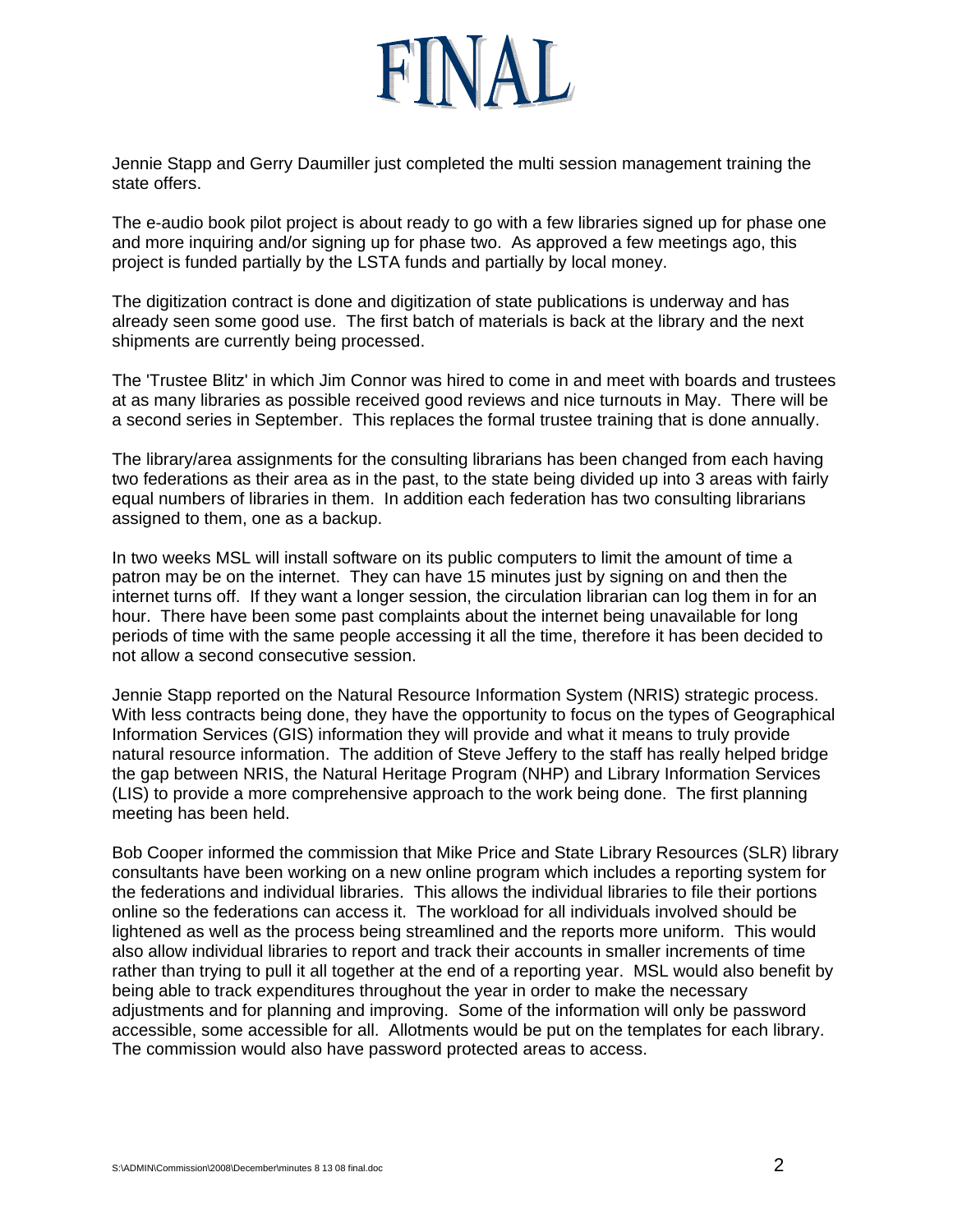# FINAL

Jennie Stapp and Gerry Daumiller just completed the multi session management training the state offers.

The e-audio book pilot project is about ready to go with a few libraries signed up for phase one and more inquiring and/or signing up for phase two. As approved a few meetings ago, this project is funded partially by the LSTA funds and partially by local money.

The digitization contract is done and digitization of state publications is underway and has already seen some good use. The first batch of materials is back at the library and the next shipments are currently being processed.

The 'Trustee Blitz' in which Jim Connor was hired to come in and meet with boards and trustees at as many libraries as possible received good reviews and nice turnouts in May. There will be a second series in September. This replaces the formal trustee training that is done annually.

The library/area assignments for the consulting librarians has been changed from each having two federations as their area as in the past, to the state being divided up into 3 areas with fairly equal numbers of libraries in them. In addition each federation has two consulting librarians assigned to them, one as a backup.

In two weeks MSL will install software on its public computers to limit the amount of time a patron may be on the internet. They can have 15 minutes just by signing on and then the internet turns off. If they want a longer session, the circulation librarian can log them in for an hour. There have been some past complaints about the internet being unavailable for long periods of time with the same people accessing it all the time, therefore it has been decided to not allow a second consecutive session.

Jennie Stapp reported on the Natural Resource Information System (NRIS) strategic process. With less contracts being done, they have the opportunity to focus on the types of Geographical Information Services (GIS) information they will provide and what it means to truly provide natural resource information. The addition of Steve Jeffery to the staff has really helped bridge the gap between NRIS, the Natural Heritage Program (NHP) and Library Information Services (LIS) to provide a more comprehensive approach to the work being done. The first planning meeting has been held.

Bob Cooper informed the commission that Mike Price and State Library Resources (SLR) library consultants have been working on a new online program which includes a reporting system for the federations and individual libraries. This allows the individual libraries to file their portions online so the federations can access it. The workload for all individuals involved should be lightened as well as the process being streamlined and the reports more uniform. This would also allow individual libraries to report and track their accounts in smaller increments of time rather than trying to pull it all together at the end of a reporting year. MSL would also benefit by being able to track expenditures throughout the year in order to make the necessary adjustments and for planning and improving. Some of the information will only be password accessible, some accessible for all. Allotments would be put on the templates for each library. The commission would also have password protected areas to access.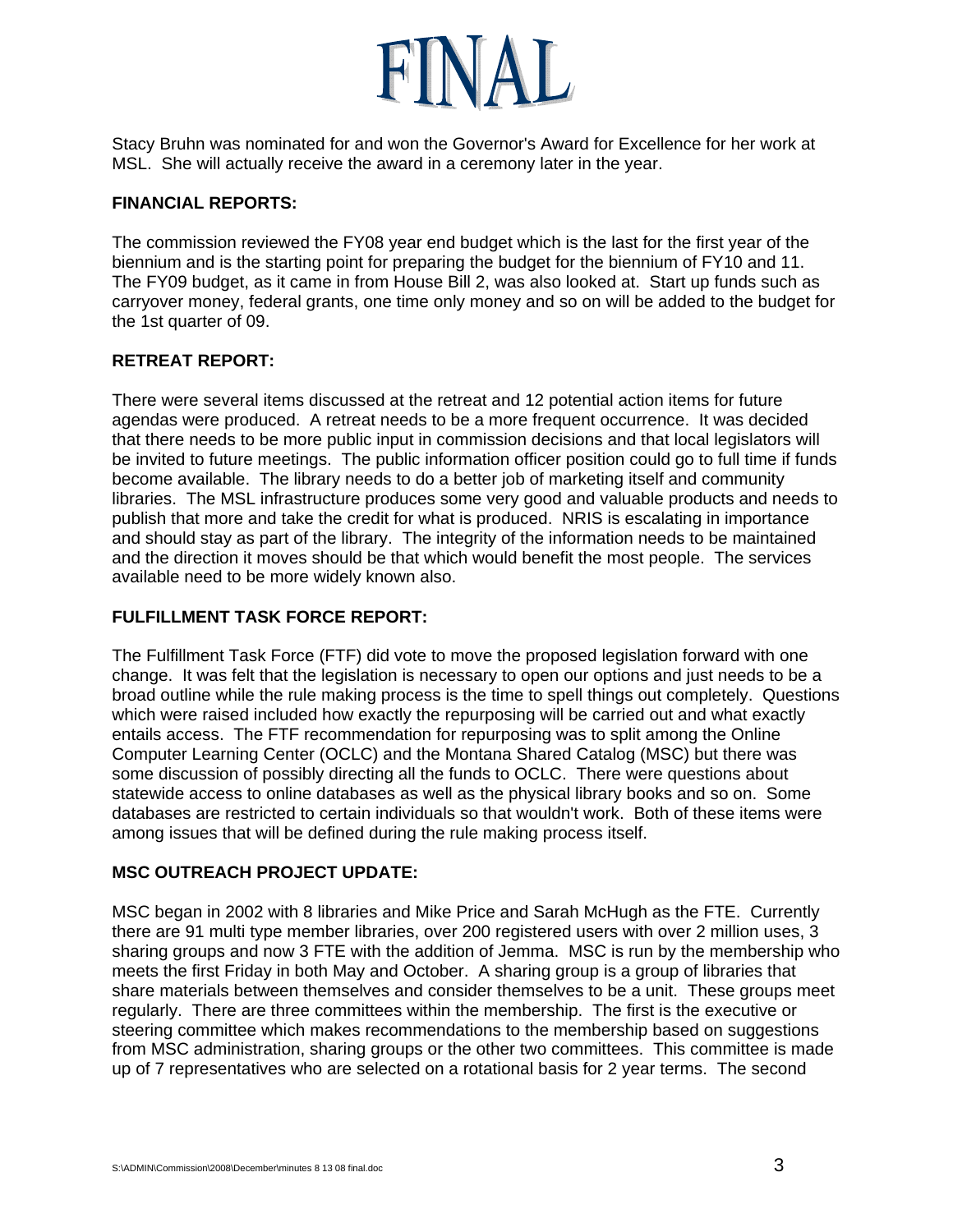Stacy Bruhn was nominated for and won the Governor's Award for Excellence for her work at MSL. She will actually receive the award in a ceremony later in the year.

**FINANCIAL REPORTS:**

The commission reviewed the FY08 year end budget which is the last for the first year of the biennium and is the starting point for preparing the budget for the biennium of FY10 and 11. The FY09 budget, as it came in from House Bill 2, was also looked at. Start up funds such as carryover money, federal grants, one time only money and so on will be added to the budget for the 1st quarter of 09.

**RETREAT REPORT:**

There were several items discussed at the retreat and 12 potential action items for future agendas were produced. A retreat needs to be a more frequent occurrence. It was decided that there needs to be more public input in commission decisions and that local legislators will be invited to future meetings. The public information officer position could go to full time if funds become available. The library needs to do a better job of marketing itself and community libraries. The MSL infrastructure produces some very good and valuable products and needs to publish that more and take the credit for what is produced. NRIS is escalating in importance and should stay as part of the library. The integrity of the information needs to be maintained and the direction it moves should be that which would benefit the most people. The services available need to be more widely known also.

**FULFILLMENT TASK FORCE REPORT:**

The Fulfillment Task Force (FTF) did vote to move the proposed legislation forward with one change. It was felt that the legislation is necessary to open our options and just needs to be a broad outline while the rule making process is the time to spell things out completely. Questions which were raised included how exactly the repurposing will be carried out and what exactly entails access. The FTF recommendation for repurposing was to split among the Online Computer Learning Center (OCLC) and the Montana Shared Catalog (MSC) but there was some discussion of possibly directing all the funds to OCLC. There were questions about statewide access to online databases as well as the physical library books and so on. Some databases are restricted to certain individuals so that wouldn't work. Both of these items were among issues that will be defined during the rule making process itself.

**MSC OUTREACH PROJECT UPDATE:**

MSC began in 2002 with 8 libraries and Mike Price and Sarah McHugh as the FTE. Currently there are 91 multi type member libraries, over 200 registered users with over 2 million uses, 3 sharing groups and now 3 FTE with the addition of Jemma. MSC is run by the membership who meets the first Friday in both May and October. A sharing group is a group of libraries that share materials between themselves and consider themselves to be a unit. These groups meet regularly. There are three committees within the membership. The first is the executive or steering committee which makes recommendations to the membership based on suggestions from MSC administration, sharing groups or the other two committees. This committee is made up of 7 representatives who are selected on a rotational basis for 2 year terms. The second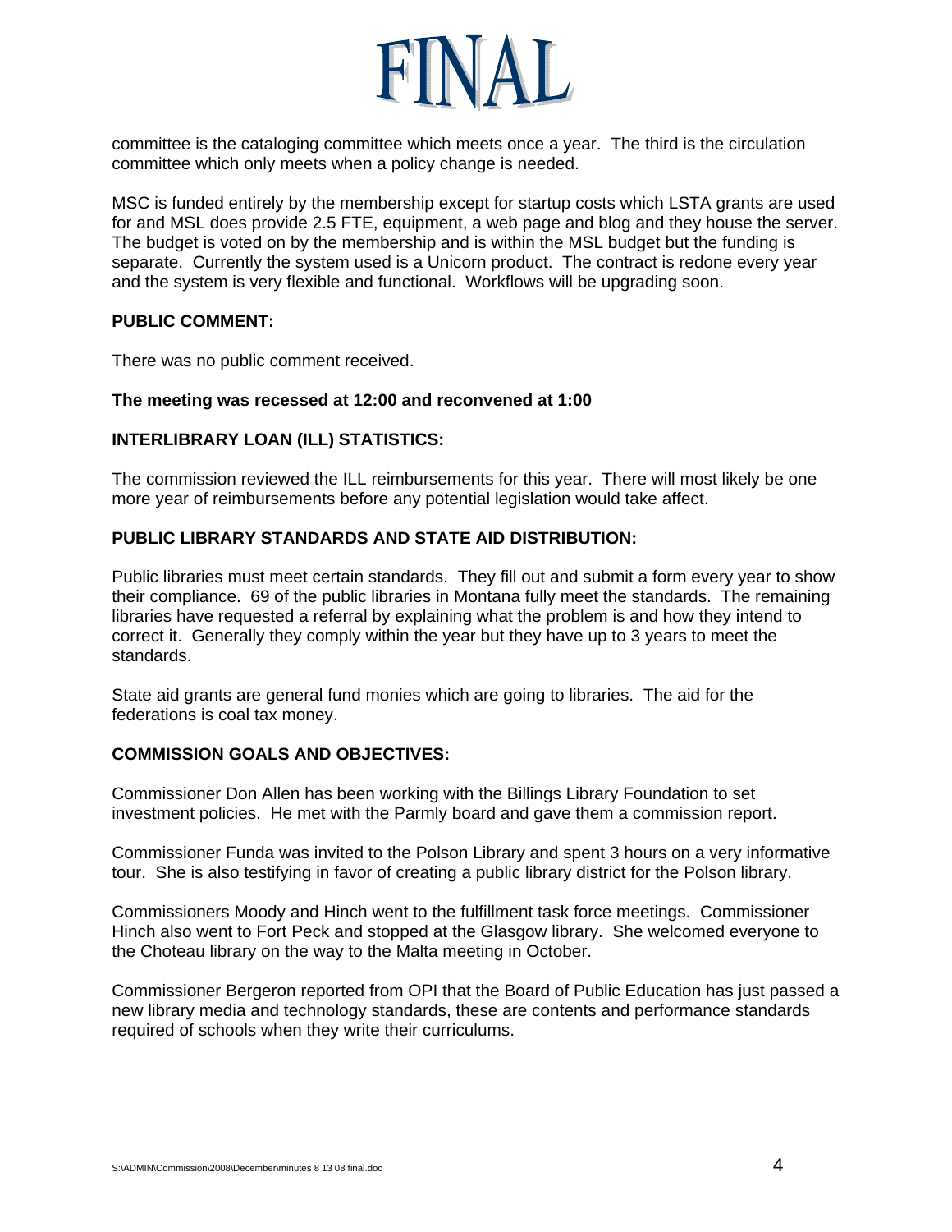committee is the cataloging committee which meets once a year. The third is the circulation committee which only meets when a policy change is needed.

MSC is funded entirely by the membership except for startup costs which LSTA grants are used for and MSL does provide 2.5 FTE, equipment, a web page and blog and they house the server. The budget is voted on by the membership and is within the MSL budget but the funding is separate. Currently the system used is a Unicorn product. The contract is redone every year and the system is very flexible and functional. Workflows will be upgrading soon.

**PUBLIC COMMENT:**

There was no public comment received.

**The meeting was recessed at 12:00 and reconvened at 1:00**

**INTERLIBRARY LOAN (ILL) STATISTICS:**

The commission reviewed the ILL reimbursements for this year. There will most likely be one more year of reimbursements before any potential legislation would take affect.

**PUBLIC LIBRARY STANDARDS AND STATE AID DISTRIBUTION:**

Public libraries must meet certain standards. They fill out and submit a form every year to show their compliance. 69 of the public libraries in Montana fully meet the standards. The remaining libraries have requested a referral by explaining what the problem is and how they intend to correct it. Generally they comply within the year but they have up to 3 years to meet the standards.

State aid grants are general fund monies which are going to libraries. The aid for the federations is coal tax money.

**COMMISSION GOALS AND OBJECTIVES:**

Commissioner Don Allen has been working with the Billings Library Foundation to set investment policies. He met with the Parmly board and gave them a commission report.

Commissioner Funda was invited to the Polson Library and spent 3 hours on a very informative tour. She is also testifying in favor of creating a public library district for the Polson library.

Commissioners Moody and Hinch went to the fulfillment task force meetings. Commissioner Hinch also went to Fort Peck and stopped at the Glasgow library. She welcomed everyone to the Choteau library on the way to the Malta meeting in October.

Commissioner Bergeron reported from OPI that the Board of Public Education has just passed a new library media and technology standards, these are contents and performance standards required of schools when they write their curriculums.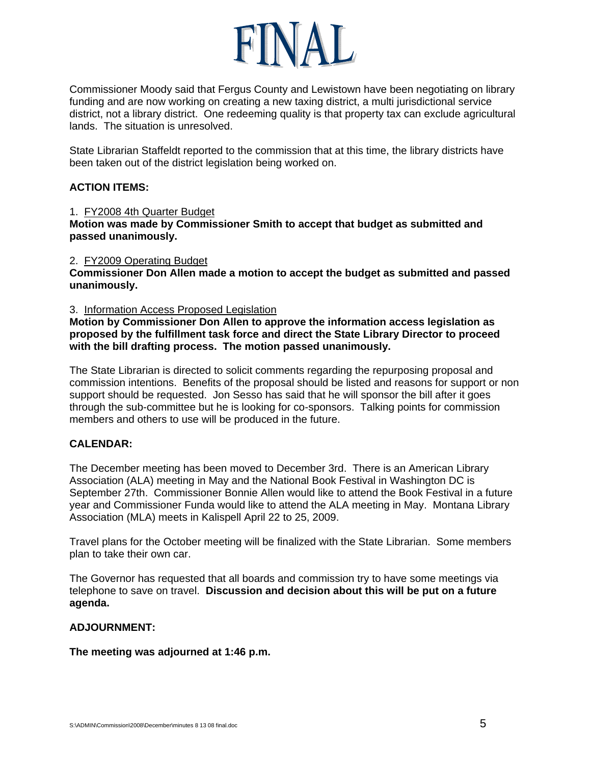# FINAL

Commissioner Moody said that Fergus County and Lewistown have been negotiating on library funding and are now working on creating a new taxing district, a multi jurisdictional service district, not a library district. One redeeming quality is that property tax can exclude agricultural lands. The situation is unresolved.

State Librarian Staffeldt reported to the commission that at this time, the library districts have been taken out of the district legislation being worked on.

**ACTION ITEMS:**

1. FY2008 4th Quarter Budget
**Motion was made by Commissioner Smith to accept that budget as submitted and passed unanimously.**

2. FY2009 Operating Budget
**Commissioner Don Allen made a motion to accept the budget as submitted and passed unanimously.**

3. Information Access Proposed Legislation
**Motion by Commissioner Don Allen to approve the information access legislation as proposed by the fulfillment task force and direct the State Library Director to proceed with the bill drafting process. The motion passed unanimously.**

The State Librarian is directed to solicit comments regarding the repurposing proposal and commission intentions. Benefits of the proposal should be listed and reasons for support or non support should be requested. Jon Sesso has said that he will sponsor the bill after it goes through the sub-committee but he is looking for co-sponsors. Talking points for commission members and others to use will be produced in the future.

**CALENDAR:**

The December meeting has been moved to December 3rd. There is an American Library Association (ALA) meeting in May and the National Book Festival in Washington DC is September 27th. Commissioner Bonnie Allen would like to attend the Book Festival in a future year and Commissioner Funda would like to attend the ALA meeting in May. Montana Library Association (MLA) meets in Kalispell April 22 to 25, 2009.

Travel plans for the October meeting will be finalized with the State Librarian. Some members plan to take their own car.

The Governor has requested that all boards and commission try to have some meetings via telephone to save on travel. **Discussion and decision about this will be put on a future agenda.**

**ADJOURNMENT:**

**The meeting was adjourned at 1:46 p.m.**